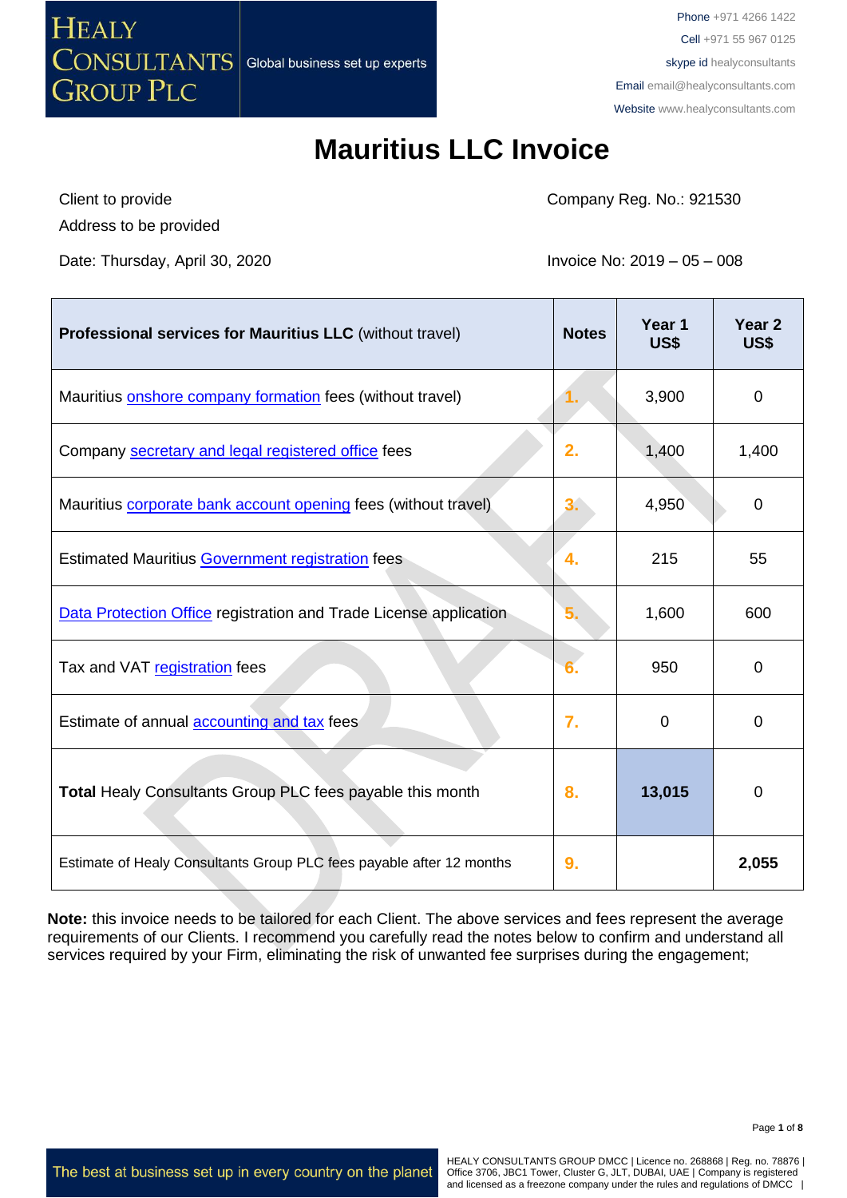HEALY CONSULTANTS GROUP PLC

Global business set up experts

Phone +971 4266 1422
Cell +971 55 967 0125
skype id healyconsultants
Email email@healyconsultants.com
Website www.healyconsultants.com

# Mauritius LLC Invoice

Client to provide
Address to be provided

Company Reg. No.: 921530

Date: Thursday, April 30, 2020

Invoice No: 2019 – 05 – 008

| **Professional services for Mauritius LLC** (without travel) | **Notes** | **Year 1 US$** | **Year 2 US$** |
|---|---|---|---|
| Mauritius onshore company formation fees (without travel) | 1. | 3,900 | 0 |
| Company secretary and legal registered office fees | 2. | 1,400 | 1,400 |
| Mauritius corporate bank account opening fees (without travel) | 3. | 4,950 | 0 |
| Estimated Mauritius Government registration fees | 4. | 215 | 55 |
| Data Protection Office registration and Trade License application | 5. | 1,600 | 600 |
| Tax and VAT registration fees | 6. | 950 | 0 |
| Estimate of annual accounting and tax fees | 7. | 0 | 0 |
| **Total** Healy Consultants Group PLC fees payable this month | 8. | **13,015** | 0 |
| Estimate of Healy Consultants Group PLC fees payable after 12 months | 9. | | **2,055** |

**Note:** this invoice needs to be tailored for each Client. The above services and fees represent the average requirements of our Clients. I recommend you carefully read the notes below to confirm and understand all services required by your Firm, eliminating the risk of unwanted fee surprises during the engagement;

The best at business set up in every country on the planet

HEALY CONSULTANTS GROUP DMCC | Licence no. 268868 | Reg. no. 78876 | Office 3706, JBC1 Tower, Cluster G, JLT, DUBAI, UAE | Company is registered and licensed as a freezone company under the rules and regulations of DMCC |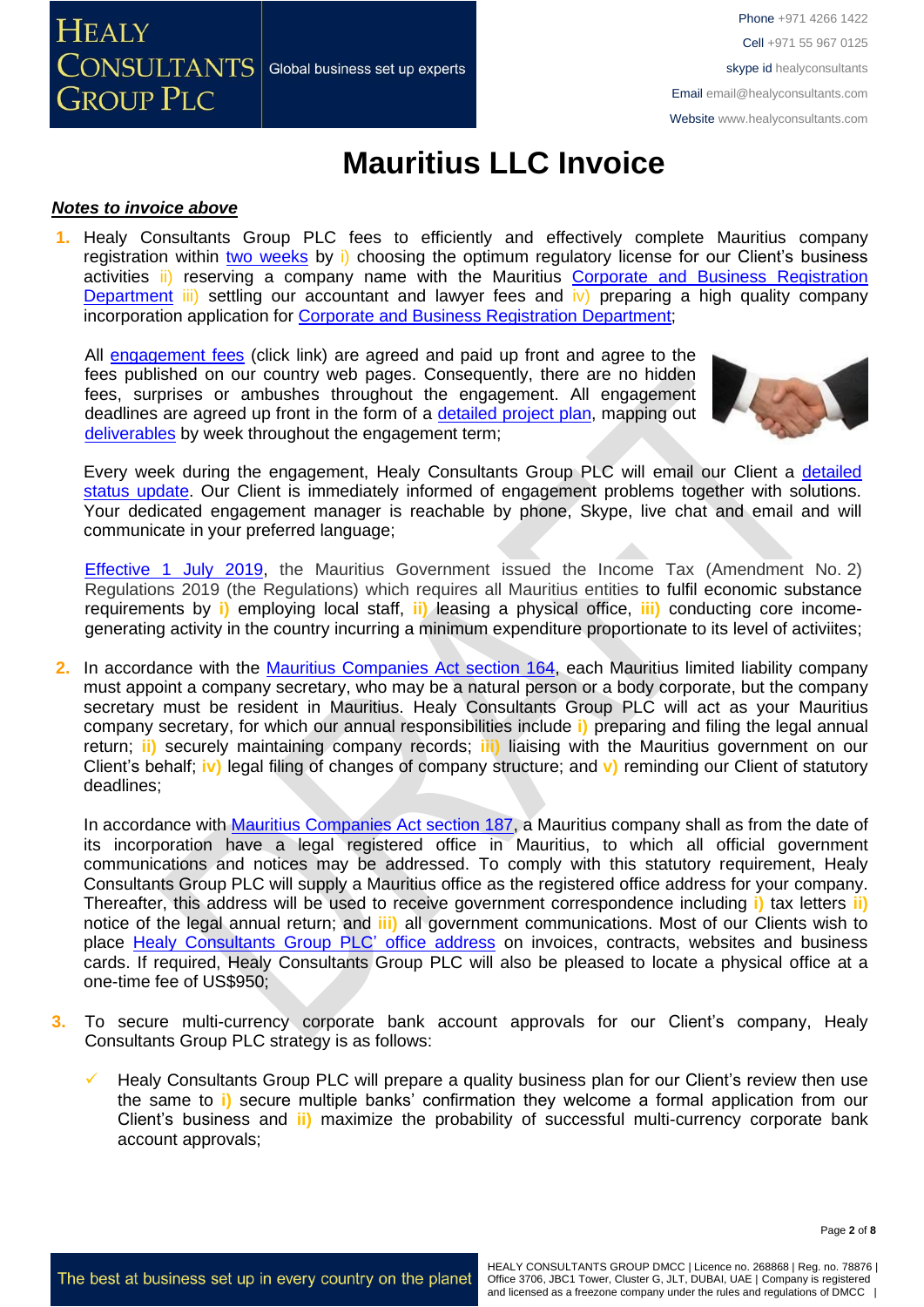# Mauritius LLC Invoice

***Notes to invoice above***

1. Healy Consultants Group PLC fees to efficiently and effectively complete Mauritius company registration within two weeks by i) choosing the optimum regulatory license for our Client's business activities ii) reserving a company name with the Mauritius Corporate and Business Registration Department iii) settling our accountant and lawyer fees and iv) preparing a high quality company incorporation application for Corporate and Business Registration Department;

   All engagement fees (click link) are agreed and paid up front and agree to the fees published on our country web pages. Consequently, there are no hidden fees, surprises or ambushes throughout the engagement. All engagement deadlines are agreed up front in the form of a detailed project plan, mapping out deliverables by week throughout the engagement term;

   Every week during the engagement, Healy Consultants Group PLC will email our Client a detailed status update. Our Client is immediately informed of engagement problems together with solutions. Your dedicated engagement manager is reachable by phone, Skype, live chat and email and will communicate in your preferred language;

   Effective 1 July 2019, the Mauritius Government issued the Income Tax (Amendment No. 2) Regulations 2019 (the Regulations) which requires all Mauritius entities to fulfil economic substance requirements by i) employing local staff, ii) leasing a physical office, iii) conducting core income-generating activity in the country incurring a minimum expenditure proportionate to its level of activiites;

2. In accordance with the Mauritius Companies Act section 164, each Mauritius limited liability company must appoint a company secretary, who may be a natural person or a body corporate, but the company secretary must be resident in Mauritius. Healy Consultants Group PLC will act as your Mauritius company secretary, for which our annual responsibilities include i) preparing and filing the legal annual return; ii) securely maintaining company records; iii) liaising with the Mauritius government on our Client's behalf; iv) legal filing of changes of company structure; and v) reminding our Client of statutory deadlines;

   In accordance with Mauritius Companies Act section 187, a Mauritius company shall as from the date of its incorporation have a legal registered office in Mauritius, to which all official government communications and notices may be addressed. To comply with this statutory requirement, Healy Consultants Group PLC will supply a Mauritius office as the registered office address for your company. Thereafter, this address will be used to receive government correspondence including i) tax letters ii) notice of the legal annual return; and iii) all government communications. Most of our Clients wish to place Healy Consultants Group PLC' office address on invoices, contracts, websites and business cards. If required, Healy Consultants Group PLC will also be pleased to locate a physical office at a one-time fee of US$950;

3. To secure multi-currency corporate bank account approvals for our Client's company, Healy Consultants Group PLC strategy is as follows:

   - ✓ Healy Consultants Group PLC will prepare a quality business plan for our Client's review then use the same to i) secure multiple banks' confirmation they welcome a formal application from our Client's business and ii) maximize the probability of successful multi-currency corporate bank account approvals;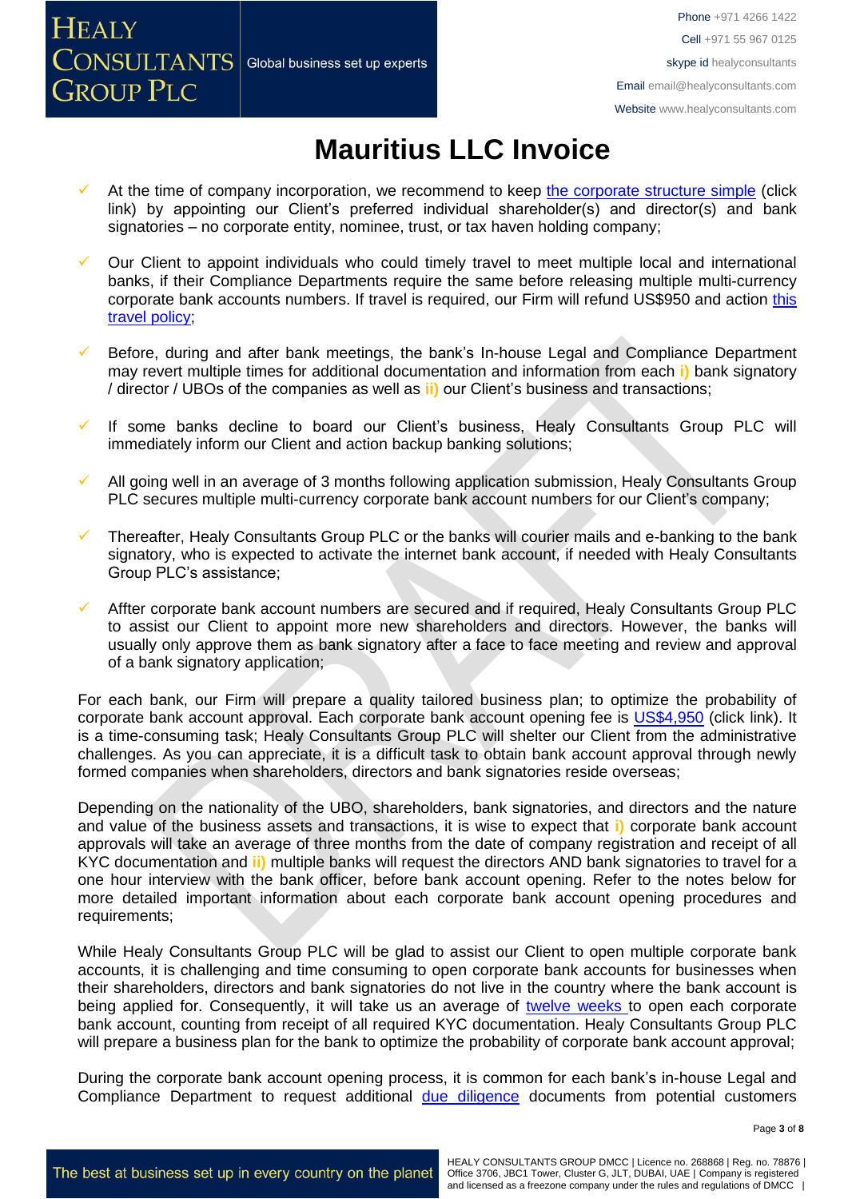// Mauritius LLC Invoice

# Mauritius LLC Invoice

- At the time of company incorporation, we recommend to keep the corporate structure simple (click link) by appointing our Client's preferred individual shareholder(s) and director(s) and bank signatories – no corporate entity, nominee, trust, or tax haven holding company;

- Our Client to appoint individuals who could timely travel to meet multiple local and international banks, if their Compliance Departments require the same before releasing multiple multi-currency corporate bank accounts numbers. If travel is required, our Firm will refund US$950 and action this travel policy;

- Before, during and after bank meetings, the bank's In-house Legal and Compliance Department may revert multiple times for additional documentation and information from each **i)** bank signatory / director / UBOs of the companies as well as **ii)** our Client's business and transactions;

- If some banks decline to board our Client's business, Healy Consultants Group PLC will immediately inform our Client and action backup banking solutions;

- All going well in an average of 3 months following application submission, Healy Consultants Group PLC secures multiple multi-currency corporate bank account numbers for our Client's company;

- Thereafter, Healy Consultants Group PLC or the banks will courier mails and e-banking to the bank signatory, who is expected to activate the internet bank account, if needed with Healy Consultants Group PLC's assistance;

- Affter corporate bank account numbers are secured and if required, Healy Consultants Group PLC to assist our Client to appoint more new shareholders and directors. However, the banks will usually only approve them as bank signatory after a face to face meeting and review and approval of a bank signatory application;

For each bank, our Firm will prepare a quality tailored business plan; to optimize the probability of corporate bank account approval. Each corporate bank account opening fee is US$4,950 (click link). It is a time-consuming task; Healy Consultants Group PLC will shelter our Client from the administrative challenges. As you can appreciate, it is a difficult task to obtain bank account approval through newly formed companies when shareholders, directors and bank signatories reside overseas;

Depending on the nationality of the UBO, shareholders, bank signatories, and directors and the nature and value of the business assets and transactions, it is wise to expect that **i)** corporate bank account approvals will take an average of three months from the date of company registration and receipt of all KYC documentation and **ii)** multiple banks will request the directors AND bank signatories to travel for a one hour interview with the bank officer, before bank account opening. Refer to the notes below for more detailed important information about each corporate bank account opening procedures and requirements;

While Healy Consultants Group PLC will be glad to assist our Client to open multiple corporate bank accounts, it is challenging and time consuming to open corporate bank accounts for businesses when their shareholders, directors and bank signatories do not live in the country where the bank account is being applied for. Consequently, it will take us an average of twelve weeks to open each corporate bank account, counting from receipt of all required KYC documentation. Healy Consultants Group PLC will prepare a business plan for the bank to optimize the probability of corporate bank account approval;

During the corporate bank account opening process, it is common for each bank's in-house Legal and Compliance Department to request additional due diligence documents from potential customers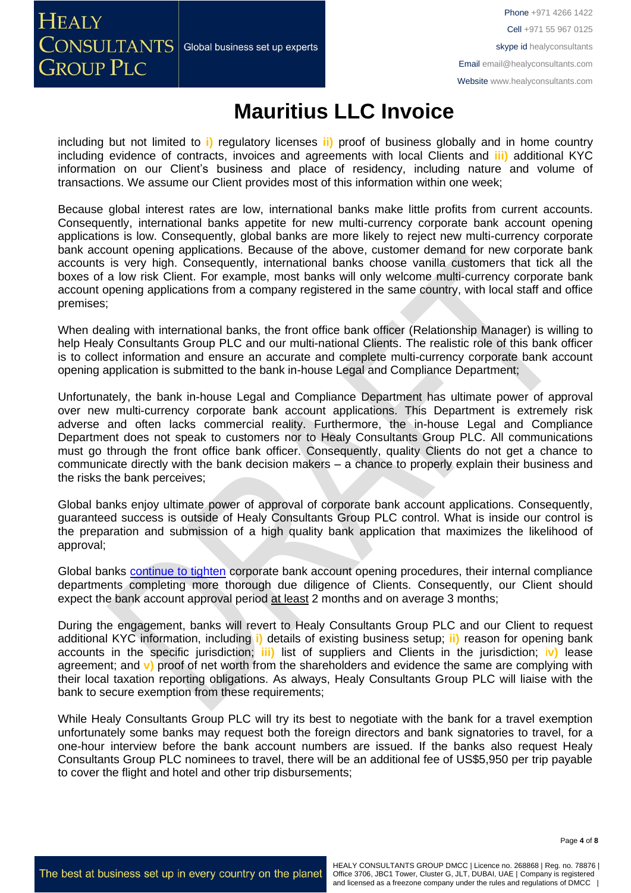# Mauritius LLC Invoice

including but not limited to **i)** regulatory licenses **ii)** proof of business globally and in home country including evidence of contracts, invoices and agreements with local Clients and **iii)** additional KYC information on our Client's business and place of residency, including nature and volume of transactions. We assume our Client provides most of this information within one week;

Because global interest rates are low, international banks make little profits from current accounts. Consequently, international banks appetite for new multi-currency corporate bank account opening applications is low. Consequently, global banks are more likely to reject new multi-currency corporate bank account opening applications. Because of the above, customer demand for new corporate bank accounts is very high. Consequently, international banks choose vanilla customers that tick all the boxes of a low risk Client. For example, most banks will only welcome multi-currency corporate bank account opening applications from a company registered in the same country, with local staff and office premises;

When dealing with international banks, the front office bank officer (Relationship Manager) is willing to help Healy Consultants Group PLC and our multi-national Clients. The realistic role of this bank officer is to collect information and ensure an accurate and complete multi-currency corporate bank account opening application is submitted to the bank in-house Legal and Compliance Department;

Unfortunately, the bank in-house Legal and Compliance Department has ultimate power of approval over new multi-currency corporate bank account applications. This Department is extremely risk adverse and often lacks commercial reality. Furthermore, the in-house Legal and Compliance Department does not speak to customers nor to Healy Consultants Group PLC. All communications must go through the front office bank officer. Consequently, quality Clients do not get a chance to communicate directly with the bank decision makers – a chance to properly explain their business and the risks the bank perceives;

Global banks enjoy ultimate power of approval of corporate bank account applications. Consequently, guaranteed success is outside of Healy Consultants Group PLC control. What is inside our control is the preparation and submission of a high quality bank application that maximizes the likelihood of approval;

Global banks [continue to tighten] corporate bank account opening procedures, their internal compliance departments completing more thorough due diligence of Clients. Consequently, our Client should expect the bank account approval period at least 2 months and on average 3 months;

During the engagement, banks will revert to Healy Consultants Group PLC and our Client to request additional KYC information, including **i)** details of existing business setup; **ii)** reason for opening bank accounts in the specific jurisdiction; **iii)** list of suppliers and Clients in the jurisdiction; **iv)** lease agreement; and **v)** proof of net worth from the shareholders and evidence the same are complying with their local taxation reporting obligations. As always, Healy Consultants Group PLC will liaise with the bank to secure exemption from these requirements;

While Healy Consultants Group PLC will try its best to negotiate with the bank for a travel exemption unfortunately some banks may request both the foreign directors and bank signatories to travel, for a one-hour interview before the bank account numbers are issued. If the banks also request Healy Consultants Group PLC nominees to travel, there will be an additional fee of US$5,950 per trip payable to cover the flight and hotel and other trip disbursements;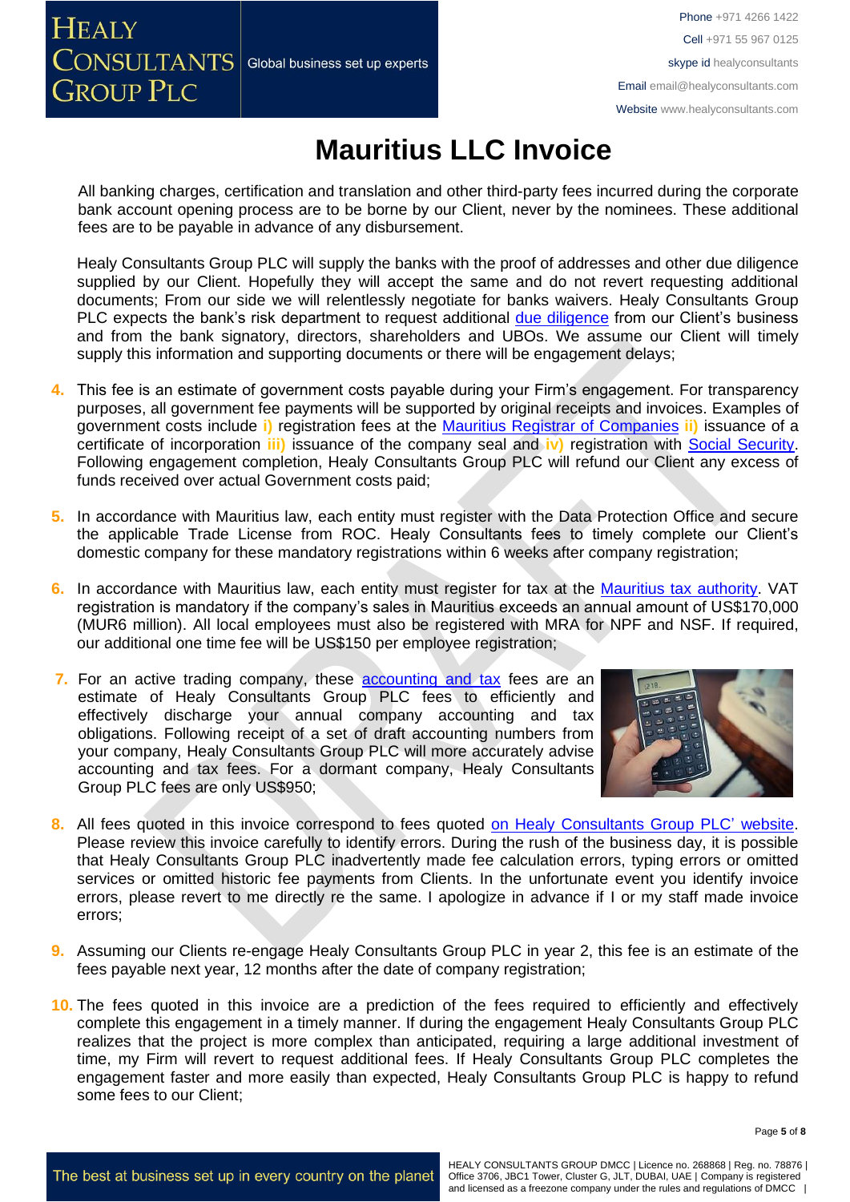# Mauritius LLC Invoice

All banking charges, certification and translation and other third-party fees incurred during the corporate bank account opening process are to be borne by our Client, never by the nominees. These additional fees are to be payable in advance of any disbursement.

Healy Consultants Group PLC will supply the banks with the proof of addresses and other due diligence supplied by our Client. Hopefully they will accept the same and do not revert requesting additional documents; From our side we will relentlessly negotiate for banks waivers. Healy Consultants Group PLC expects the bank's risk department to request additional due diligence from our Client's business and from the bank signatory, directors, shareholders and UBOs. We assume our Client will timely supply this information and supporting documents or there will be engagement delays;

4. This fee is an estimate of government costs payable during your Firm's engagement. For transparency purposes, all government fee payments will be supported by original receipts and invoices. Examples of government costs include **i)** registration fees at the Mauritius Registrar of Companies **ii)** issuance of a certificate of incorporation **iii)** issuance of the company seal and **iv)** registration with Social Security. Following engagement completion, Healy Consultants Group PLC will refund our Client any excess of funds received over actual Government costs paid;

5. In accordance with Mauritius law, each entity must register with the Data Protection Office and secure the applicable Trade License from ROC. Healy Consultants fees to timely complete our Client's domestic company for these mandatory registrations within 6 weeks after company registration;

6. In accordance with Mauritius law, each entity must register for tax at the Mauritius tax authority. VAT registration is mandatory if the company's sales in Mauritius exceeds an annual amount of US$170,000 (MUR6 million). All local employees must also be registered with MRA for NPF and NSF. If required, our additional one time fee will be US$150 per employee registration;

7. For an active trading company, these accounting and tax fees are an estimate of Healy Consultants Group PLC fees to efficiently and effectively discharge your annual company accounting and tax obligations. Following receipt of a set of draft accounting numbers from your company, Healy Consultants Group PLC will more accurately advise accounting and tax fees. For a dormant company, Healy Consultants Group PLC fees are only US$950;

8. All fees quoted in this invoice correspond to fees quoted on Healy Consultants Group PLC' website. Please review this invoice carefully to identify errors. During the rush of the business day, it is possible that Healy Consultants Group PLC inadvertently made fee calculation errors, typing errors or omitted services or omitted historic fee payments from Clients. In the unfortunate event you identify invoice errors, please revert to me directly re the same. I apologize in advance if I or my staff made invoice errors;

9. Assuming our Clients re-engage Healy Consultants Group PLC in year 2, this fee is an estimate of the fees payable next year, 12 months after the date of company registration;

10. The fees quoted in this invoice are a prediction of the fees required to efficiently and effectively complete this engagement in a timely manner. If during the engagement Healy Consultants Group PLC realizes that the project is more complex than anticipated, requiring a large additional investment of time, my Firm will revert to request additional fees. If Healy Consultants Group PLC completes the engagement faster and more easily than expected, Healy Consultants Group PLC is happy to refund some fees to our Client;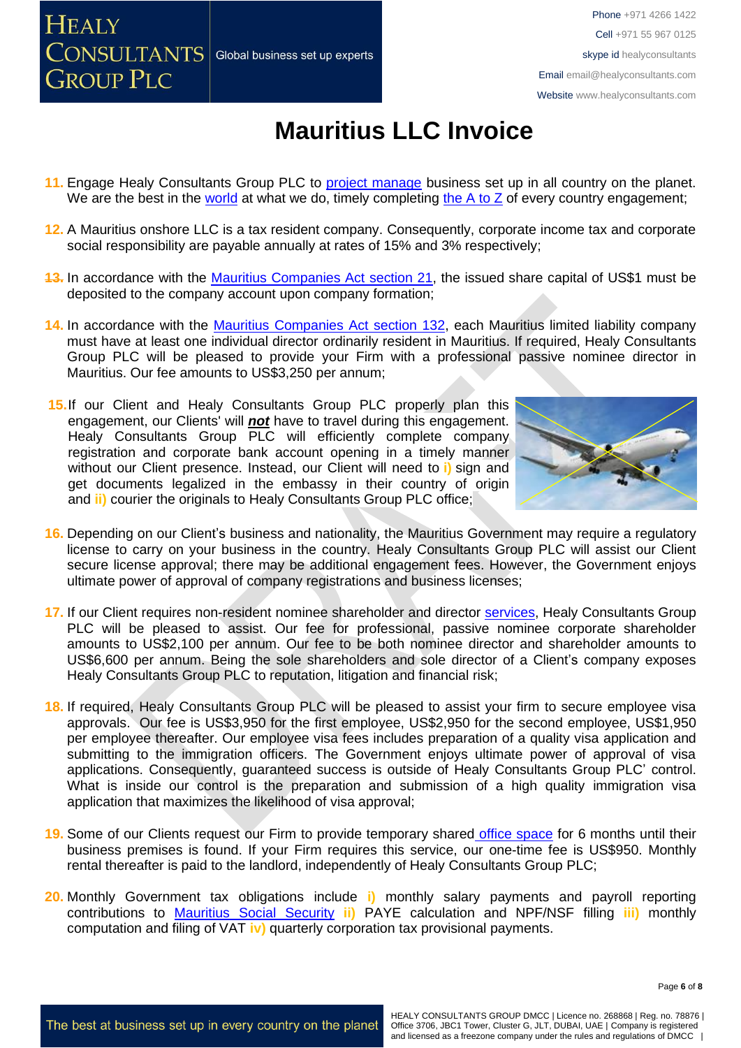# Mauritius LLC Invoice

11. Engage Healy Consultants Group PLC to project manage business set up in all country on the planet. We are the best in the world at what we do, timely completing the A to Z of every country engagement;

12. A Mauritius onshore LLC is a tax resident company. Consequently, corporate income tax and corporate social responsibility are payable annually at rates of 15% and 3% respectively;

13. In accordance with the Mauritius Companies Act section 21, the issued share capital of US$1 must be deposited to the company account upon company formation;

14. In accordance with the Mauritius Companies Act section 132, each Mauritius limited liability company must have at least one individual director ordinarily resident in Mauritius. If required, Healy Consultants Group PLC will be pleased to provide your Firm with a professional passive nominee director in Mauritius. Our fee amounts to US$3,250 per annum;

15. If our Client and Healy Consultants Group PLC properly plan this engagement, our Clients' will ***not*** have to travel during this engagement. Healy Consultants Group PLC will efficiently complete company registration and corporate bank account opening in a timely manner without our Client presence. Instead, our Client will need to **i)** sign and get documents legalized in the embassy in their country of origin and **ii)** courier the originals to Healy Consultants Group PLC office;

16. Depending on our Client's business and nationality, the Mauritius Government may require a regulatory license to carry on your business in the country. Healy Consultants Group PLC will assist our Client secure license approval; there may be additional engagement fees. However, the Government enjoys ultimate power of approval of company registrations and business licenses;

17. If our Client requires non-resident nominee shareholder and director services, Healy Consultants Group PLC will be pleased to assist. Our fee for professional, passive nominee corporate shareholder amounts to US$2,100 per annum. Our fee to be both nominee director and shareholder amounts to US$6,600 per annum. Being the sole shareholders and sole director of a Client's company exposes Healy Consultants Group PLC to reputation, litigation and financial risk;

18. If required, Healy Consultants Group PLC will be pleased to assist your firm to secure employee visa approvals. Our fee is US$3,950 for the first employee, US$2,950 for the second employee, US$1,950 per employee thereafter. Our employee visa fees includes preparation of a quality visa application and submitting to the immigration officers. The Government enjoys ultimate power of approval of visa applications. Consequently, guaranteed success is outside of Healy Consultants Group PLC' control. What is inside our control is the preparation and submission of a high quality immigration visa application that maximizes the likelihood of visa approval;

19. Some of our Clients request our Firm to provide temporary shared office space for 6 months until their business premises is found. If your Firm requires this service, our one-time fee is US$950. Monthly rental thereafter is paid to the landlord, independently of Healy Consultants Group PLC;

20. Monthly Government tax obligations include **i)** monthly salary payments and payroll reporting contributions to Mauritius Social Security **ii)** PAYE calculation and NPF/NSF filling **iii)** monthly computation and filing of VAT **iv)** quarterly corporation tax provisional payments.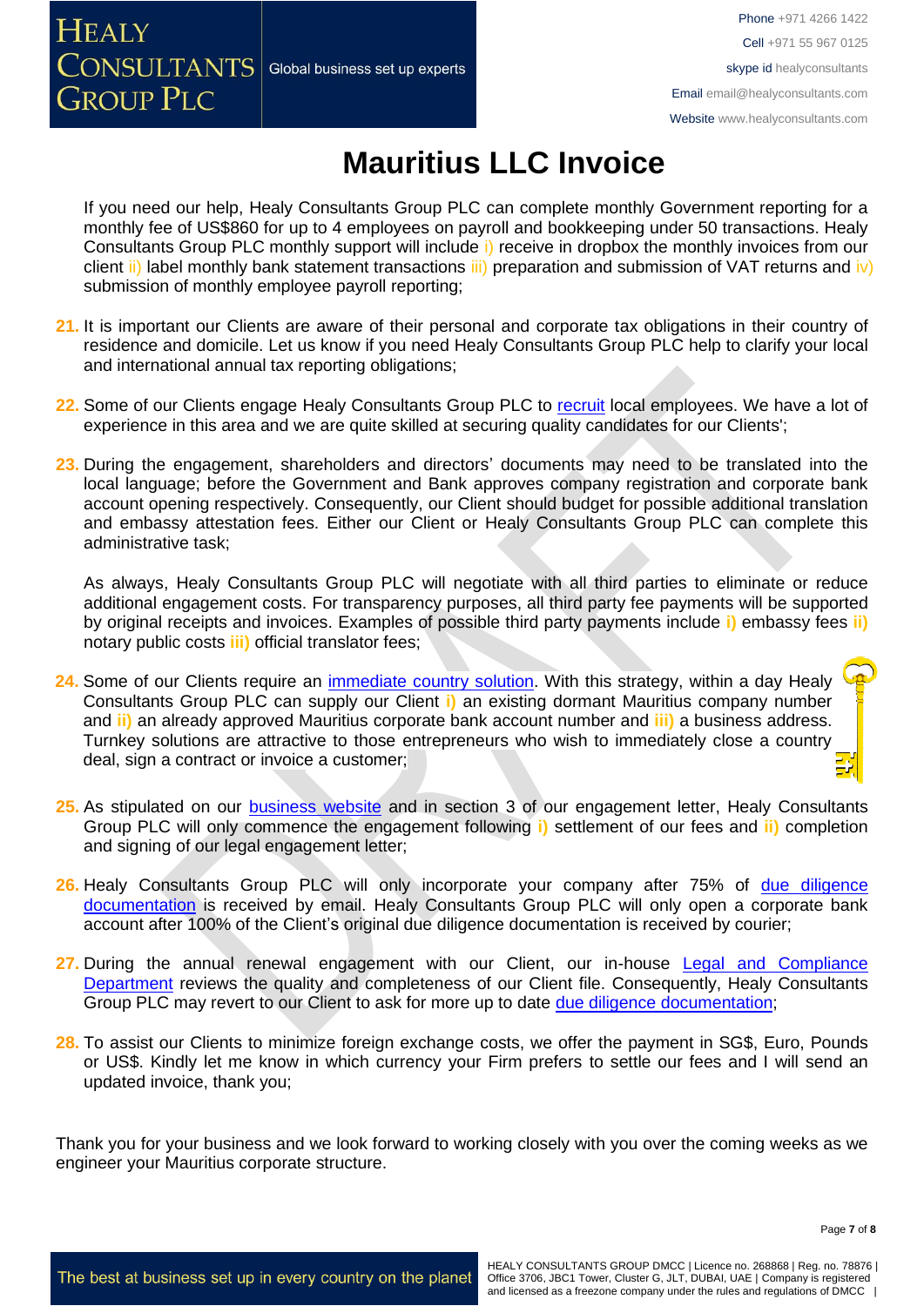# Mauritius LLC Invoice

If you need our help, Healy Consultants Group PLC can complete monthly Government reporting for a monthly fee of US$860 for up to 4 employees on payroll and bookkeeping under 50 transactions. Healy Consultants Group PLC monthly support will include i) receive in dropbox the monthly invoices from our client ii) label monthly bank statement transactions iii) preparation and submission of VAT returns and iv) submission of monthly employee payroll reporting;

21. It is important our Clients are aware of their personal and corporate tax obligations in their country of residence and domicile. Let us know if you need Healy Consultants Group PLC help to clarify your local and international annual tax reporting obligations;

22. Some of our Clients engage Healy Consultants Group PLC to [recruit](#) local employees. We have a lot of experience in this area and we are quite skilled at securing quality candidates for our Clients';

23. During the engagement, shareholders and directors' documents may need to be translated into the local language; before the Government and Bank approves company registration and corporate bank account opening respectively. Consequently, our Client should budget for possible additional translation and embassy attestation fees. Either our Client or Healy Consultants Group PLC can complete this administrative task;

    As always, Healy Consultants Group PLC will negotiate with all third parties to eliminate or reduce additional engagement costs. For transparency purposes, all third party fee payments will be supported by original receipts and invoices. Examples of possible third party payments include **i)** embassy fees **ii)** notary public costs **iii)** official translator fees;

24. Some of our Clients require an [immediate country solution](#). With this strategy, within a day Healy Consultants Group PLC can supply our Client **i)** an existing dormant Mauritius company number and **ii)** an already approved Mauritius corporate bank account number and **iii)** a business address. Turnkey solutions are attractive to those entrepreneurs who wish to immediately close a country deal, sign a contract or invoice a customer;

25. As stipulated on our [business website](#) and in section 3 of our engagement letter, Healy Consultants Group PLC will only commence the engagement following **i)** settlement of our fees and **ii)** completion and signing of our legal engagement letter;

26. Healy Consultants Group PLC will only incorporate your company after 75% of [due diligence documentation](#) is received by email. Healy Consultants Group PLC will only open a corporate bank account after 100% of the Client's original due diligence documentation is received by courier;

27. During the annual renewal engagement with our Client, our in-house [Legal and Compliance Department](#) reviews the quality and completeness of our Client file. Consequently, Healy Consultants Group PLC may revert to our Client to ask for more up to date [due diligence documentation](#);

28. To assist our Clients to minimize foreign exchange costs, we offer the payment in SG$, Euro, Pounds or US$. Kindly let me know in which currency your Firm prefers to settle our fees and I will send an updated invoice, thank you;

Thank you for your business and we look forward to working closely with you over the coming weeks as we engineer your Mauritius corporate structure.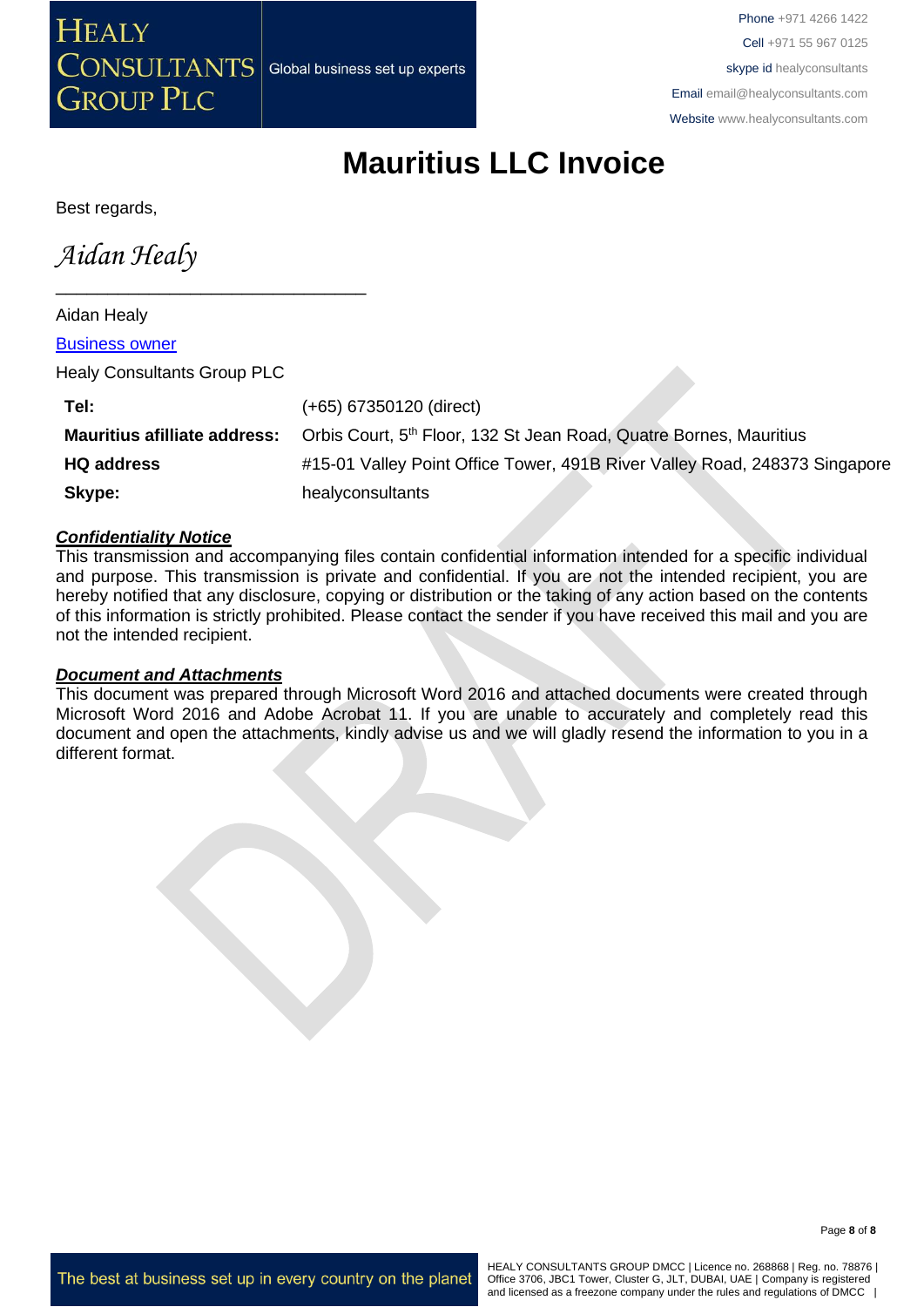# Mauritius LLC Invoice

Best regards,

*Aidan Healy*

______________________________

Aidan Healy

[Business owner]

Healy Consultants Group PLC

| | |
|---|---|
| **Tel:** | (+65) 67350120 (direct) |
| **Mauritius afilliate address:** | Orbis Court, 5th Floor, 132 St Jean Road, Quatre Bornes, Mauritius |
| **HQ address** | #15-01 Valley Point Office Tower, 491B River Valley Road, 248373 Singapore |
| **Skype:** | healyconsultants |

***Confidentiality Notice***

This transmission and accompanying files contain confidential information intended for a specific individual and purpose. This transmission is private and confidential. If you are not the intended recipient, you are hereby notified that any disclosure, copying or distribution or the taking of any action based on the contents of this information is strictly prohibited. Please contact the sender if you have received this mail and you are not the intended recipient.

***Document and Attachments***

This document was prepared through Microsoft Word 2016 and attached documents were created through Microsoft Word 2016 and Adobe Acrobat 11. If you are unable to accurately and completely read this document and open the attachments, kindly advise us and we will gladly resend the information to you in a different format.